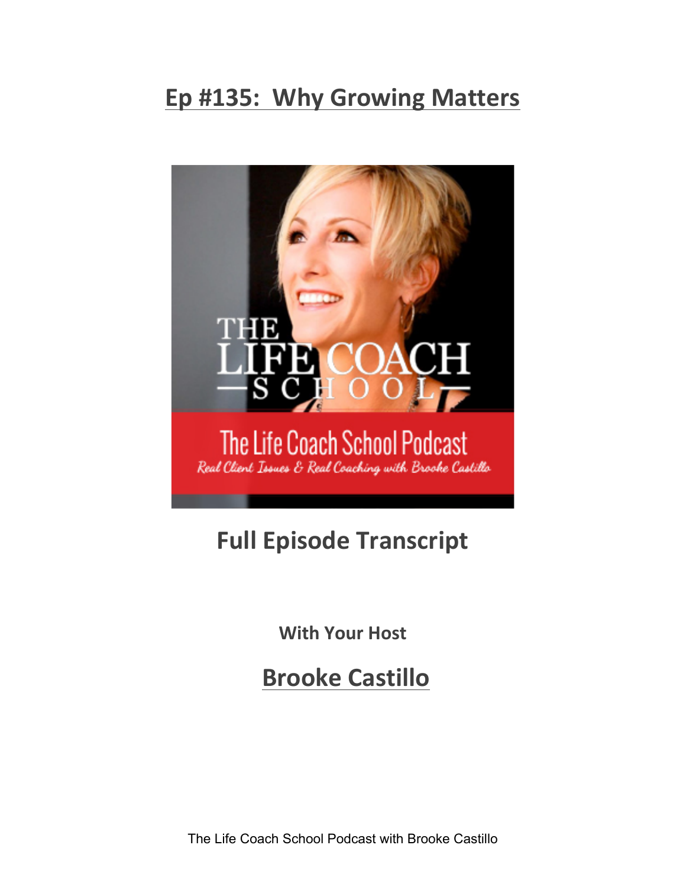# Ep #135: Why Growing Matters

## Full Episode Transcript

**With Your Host**

## Brooke Castillo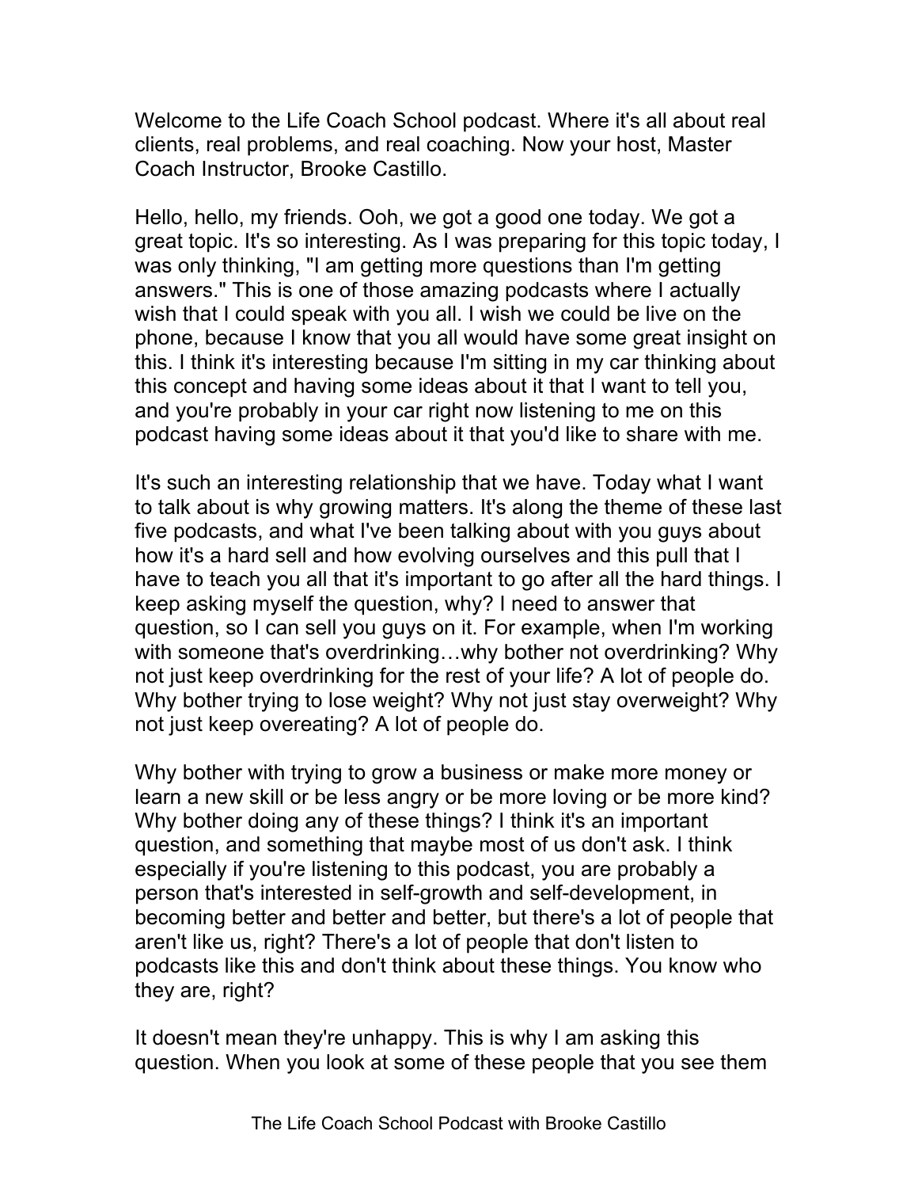Welcome to the Life Coach School podcast. Where it's all about real clients, real problems, and real coaching. Now your host, Master Coach Instructor, Brooke Castillo.

Hello, hello, my friends. Ooh, we got a good one today. We got a great topic. It's so interesting. As I was preparing for this topic today, I was only thinking, "I am getting more questions than I'm getting answers." This is one of those amazing podcasts where I actually wish that I could speak with you all. I wish we could be live on the phone, because I know that you all would have some great insight on this. I think it's interesting because I'm sitting in my car thinking about this concept and having some ideas about it that I want to tell you, and you're probably in your car right now listening to me on this podcast having some ideas about it that you'd like to share with me.

It's such an interesting relationship that we have. Today what I want to talk about is why growing matters. It's along the theme of these last five podcasts, and what I've been talking about with you guys about how it's a hard sell and how evolving ourselves and this pull that I have to teach you all that it's important to go after all the hard things. I keep asking myself the question, why? I need to answer that question, so I can sell you guys on it. For example, when I'm working with someone that's overdrinking…why bother not overdrinking? Why not just keep overdrinking for the rest of your life? A lot of people do. Why bother trying to lose weight? Why not just stay overweight? Why not just keep overeating? A lot of people do.

Why bother with trying to grow a business or make more money or learn a new skill or be less angry or be more loving or be more kind? Why bother doing any of these things? I think it's an important question, and something that maybe most of us don't ask. I think especially if you're listening to this podcast, you are probably a person that's interested in self-growth and self-development, in becoming better and better and better, but there's a lot of people that aren't like us, right? There's a lot of people that don't listen to podcasts like this and don't think about these things. You know who they are, right?

It doesn't mean they're unhappy. This is why I am asking this question. When you look at some of these people that you see them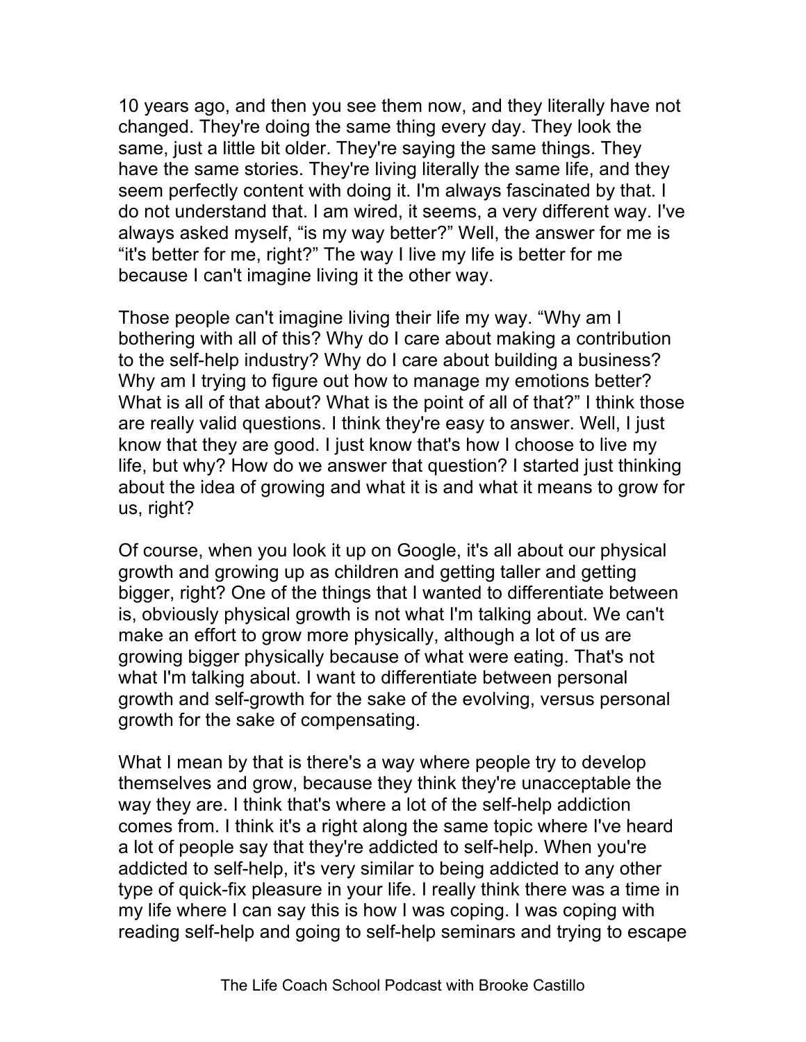10 years ago, and then you see them now, and they literally have not changed. They're doing the same thing every day. They look the same, just a little bit older. They're saying the same things. They have the same stories. They're living literally the same life, and they seem perfectly content with doing it. I'm always fascinated by that. I do not understand that. I am wired, it seems, a very different way. I've always asked myself, "is my way better?" Well, the answer for me is "it's better for me, right?" The way I live my life is better for me because I can't imagine living it the other way.

Those people can't imagine living their life my way. "Why am I bothering with all of this? Why do I care about making a contribution to the self-help industry? Why do I care about building a business? Why am I trying to figure out how to manage my emotions better? What is all of that about? What is the point of all of that?" I think those are really valid questions. I think they're easy to answer. Well, I just know that they are good. I just know that's how I choose to live my life, but why? How do we answer that question? I started just thinking about the idea of growing and what it is and what it means to grow for us, right?

Of course, when you look it up on Google, it's all about our physical growth and growing up as children and getting taller and getting bigger, right? One of the things that I wanted to differentiate between is, obviously physical growth is not what I'm talking about. We can't make an effort to grow more physically, although a lot of us are growing bigger physically because of what were eating. That's not what I'm talking about. I want to differentiate between personal growth and self-growth for the sake of the evolving, versus personal growth for the sake of compensating.

What I mean by that is there's a way where people try to develop themselves and grow, because they think they're unacceptable the way they are. I think that's where a lot of the self-help addiction comes from. I think it's a right along the same topic where I've heard a lot of people say that they're addicted to self-help. When you're addicted to self-help, it's very similar to being addicted to any other type of quick-fix pleasure in your life. I really think there was a time in my life where I can say this is how I was coping. I was coping with reading self-help and going to self-help seminars and trying to escape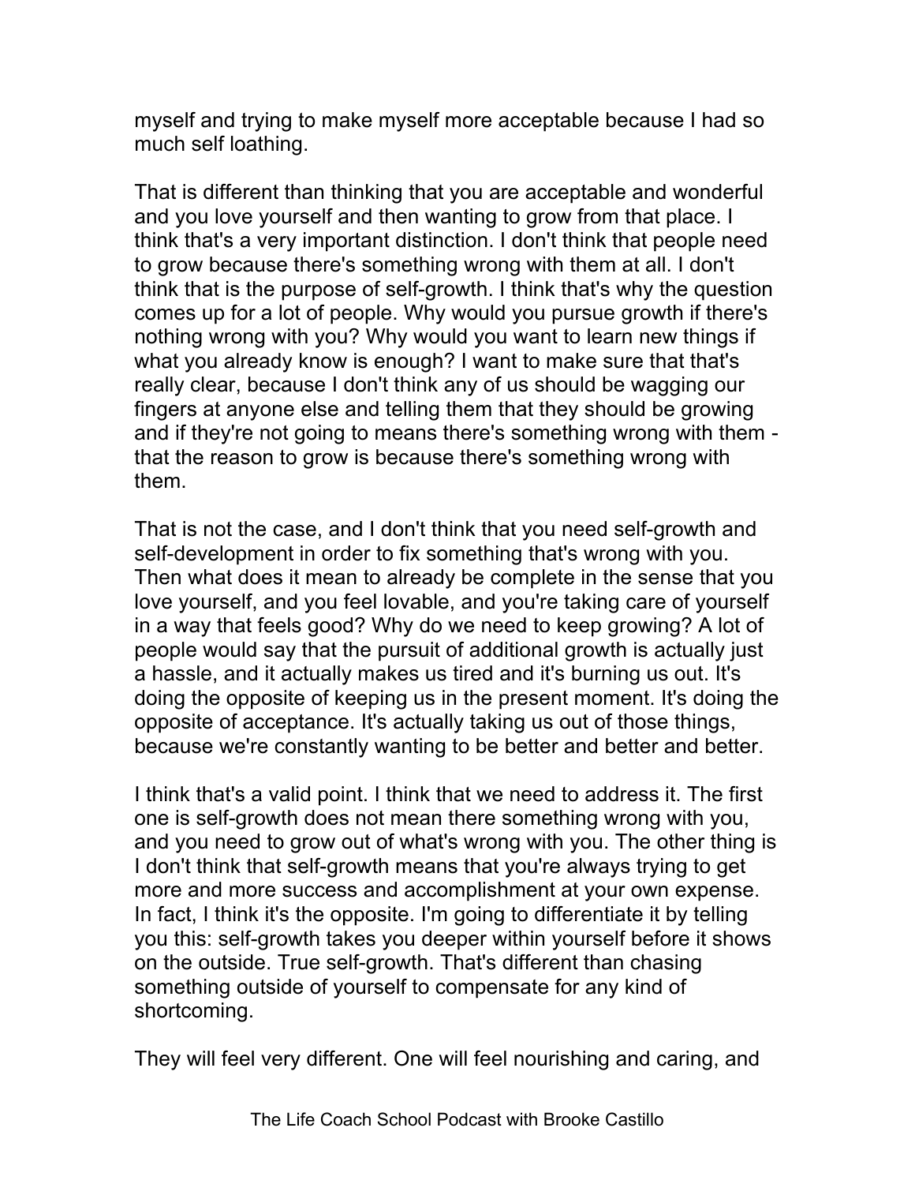myself and trying to make myself more acceptable because I had so much self loathing.

That is different than thinking that you are acceptable and wonderful and you love yourself and then wanting to grow from that place. I think that's a very important distinction. I don't think that people need to grow because there's something wrong with them at all. I don't think that is the purpose of self-growth. I think that's why the question comes up for a lot of people. Why would you pursue growth if there's nothing wrong with you? Why would you want to learn new things if what you already know is enough? I want to make sure that that's really clear, because I don't think any of us should be wagging our fingers at anyone else and telling them that they should be growing and if they're not going to means there's something wrong with them - that the reason to grow is because there's something wrong with them.

That is not the case, and I don't think that you need self-growth and self-development in order to fix something that's wrong with you. Then what does it mean to already be complete in the sense that you love yourself, and you feel lovable, and you're taking care of yourself in a way that feels good? Why do we need to keep growing? A lot of people would say that the pursuit of additional growth is actually just a hassle, and it actually makes us tired and it's burning us out. It's doing the opposite of keeping us in the present moment. It's doing the opposite of acceptance. It's actually taking us out of those things, because we're constantly wanting to be better and better and better.

I think that's a valid point. I think that we need to address it. The first one is self-growth does not mean there something wrong with you, and you need to grow out of what's wrong with you. The other thing is I don't think that self-growth means that you're always trying to get more and more success and accomplishment at your own expense. In fact, I think it's the opposite. I'm going to differentiate it by telling you this: self-growth takes you deeper within yourself before it shows on the outside. True self-growth. That's different than chasing something outside of yourself to compensate for any kind of shortcoming.

They will feel very different. One will feel nourishing and caring, and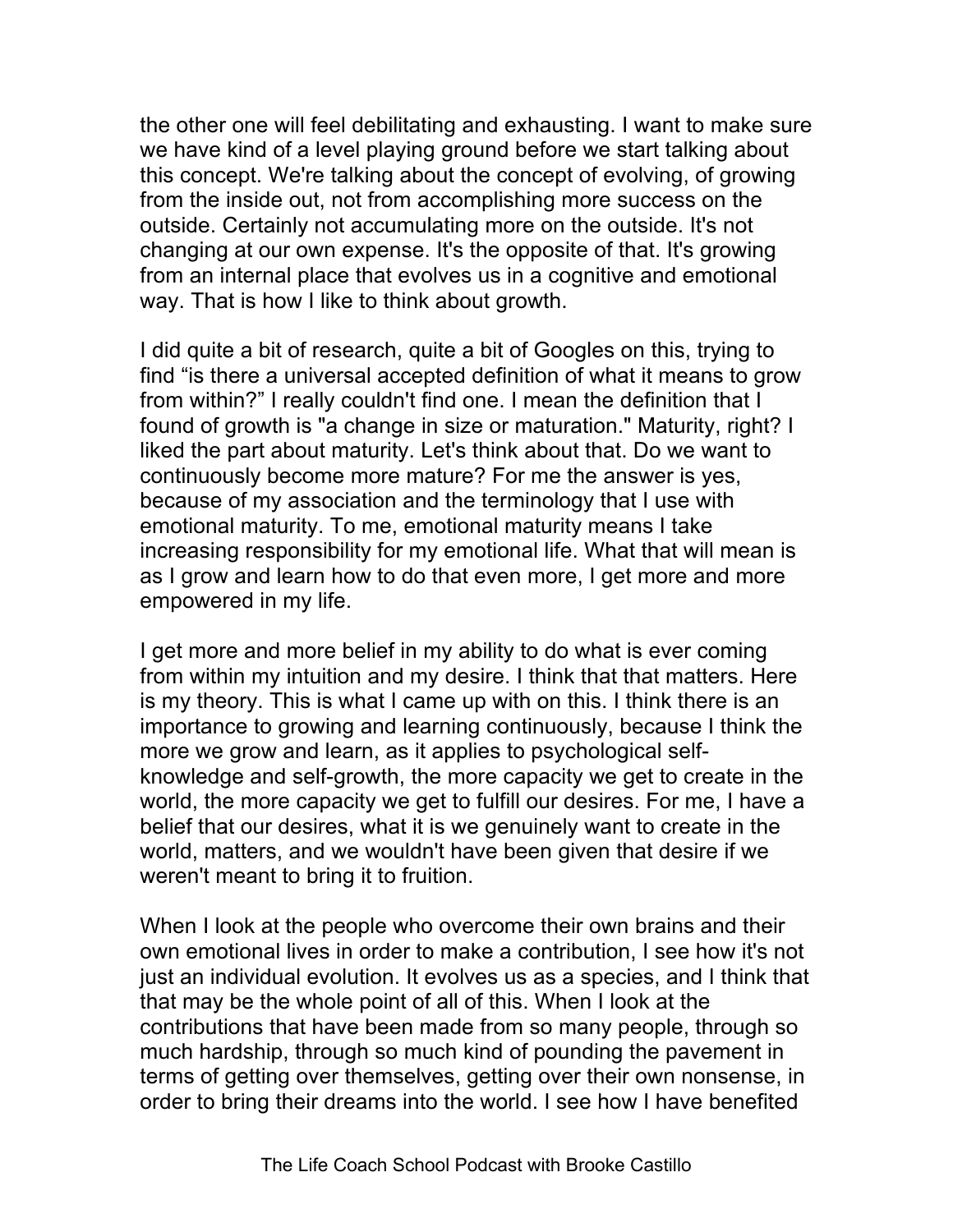the other one will feel debilitating and exhausting. I want to make sure we have kind of a level playing ground before we start talking about this concept. We're talking about the concept of evolving, of growing from the inside out, not from accomplishing more success on the outside. Certainly not accumulating more on the outside. It's not changing at our own expense. It's the opposite of that. It's growing from an internal place that evolves us in a cognitive and emotional way. That is how I like to think about growth.

I did quite a bit of research, quite a bit of Googles on this, trying to find "is there a universal accepted definition of what it means to grow from within?" I really couldn't find one. I mean the definition that I found of growth is "a change in size or maturation." Maturity, right? I liked the part about maturity. Let's think about that. Do we want to continuously become more mature? For me the answer is yes, because of my association and the terminology that I use with emotional maturity. To me, emotional maturity means I take increasing responsibility for my emotional life. What that will mean is as I grow and learn how to do that even more, I get more and more empowered in my life.

I get more and more belief in my ability to do what is ever coming from within my intuition and my desire. I think that that matters. Here is my theory. This is what I came up with on this. I think there is an importance to growing and learning continuously, because I think the more we grow and learn, as it applies to psychological self-knowledge and self-growth, the more capacity we get to create in the world, the more capacity we get to fulfill our desires. For me, I have a belief that our desires, what it is we genuinely want to create in the world, matters, and we wouldn't have been given that desire if we weren't meant to bring it to fruition.

When I look at the people who overcome their own brains and their own emotional lives in order to make a contribution, I see how it's not just an individual evolution. It evolves us as a species, and I think that that may be the whole point of all of this. When I look at the contributions that have been made from so many people, through so much hardship, through so much kind of pounding the pavement in terms of getting over themselves, getting over their own nonsense, in order to bring their dreams into the world. I see how I have benefited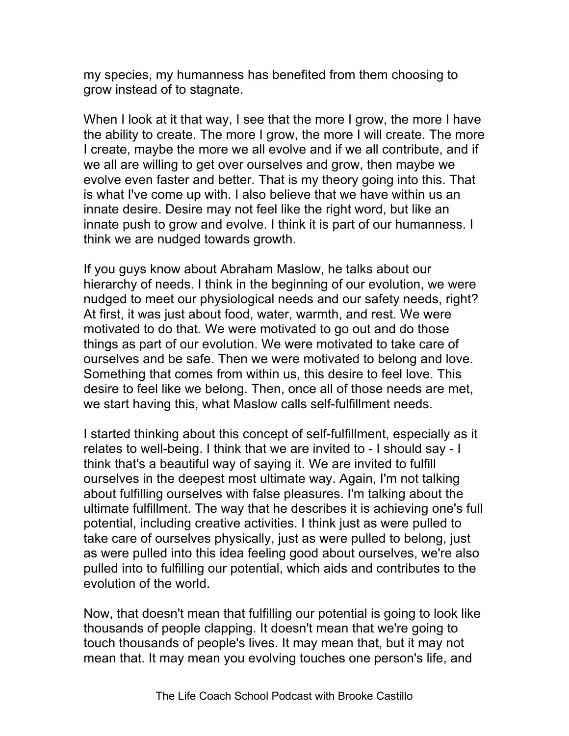my species, my humanness has benefited from them choosing to grow instead of to stagnate.

When I look at it that way, I see that the more I grow, the more I have the ability to create. The more I grow, the more I will create. The more I create, maybe the more we all evolve and if we all contribute, and if we all are willing to get over ourselves and grow, then maybe we evolve even faster and better. That is my theory going into this. That is what I've come up with. I also believe that we have within us an innate desire. Desire may not feel like the right word, but like an innate push to grow and evolve. I think it is part of our humanness. I think we are nudged towards growth.

If you guys know about Abraham Maslow, he talks about our hierarchy of needs. I think in the beginning of our evolution, we were nudged to meet our physiological needs and our safety needs, right? At first, it was just about food, water, warmth, and rest. We were motivated to do that. We were motivated to go out and do those things as part of our evolution. We were motivated to take care of ourselves and be safe. Then we were motivated to belong and love. Something that comes from within us, this desire to feel love. This desire to feel like we belong. Then, once all of those needs are met, we start having this, what Maslow calls self-fulfillment needs.

I started thinking about this concept of self-fulfillment, especially as it relates to well-being. I think that we are invited to - I should say - I think that's a beautiful way of saying it. We are invited to fulfill ourselves in the deepest most ultimate way. Again, I'm not talking about fulfilling ourselves with false pleasures. I'm talking about the ultimate fulfillment. The way that he describes it is achieving one's full potential, including creative activities. I think just as were pulled to take care of ourselves physically, just as were pulled to belong, just as were pulled into this idea feeling good about ourselves, we're also pulled into to fulfilling our potential, which aids and contributes to the evolution of the world.

Now, that doesn't mean that fulfilling our potential is going to look like thousands of people clapping. It doesn't mean that we're going to touch thousands of people's lives. It may mean that, but it may not mean that. It may mean you evolving touches one person's life, and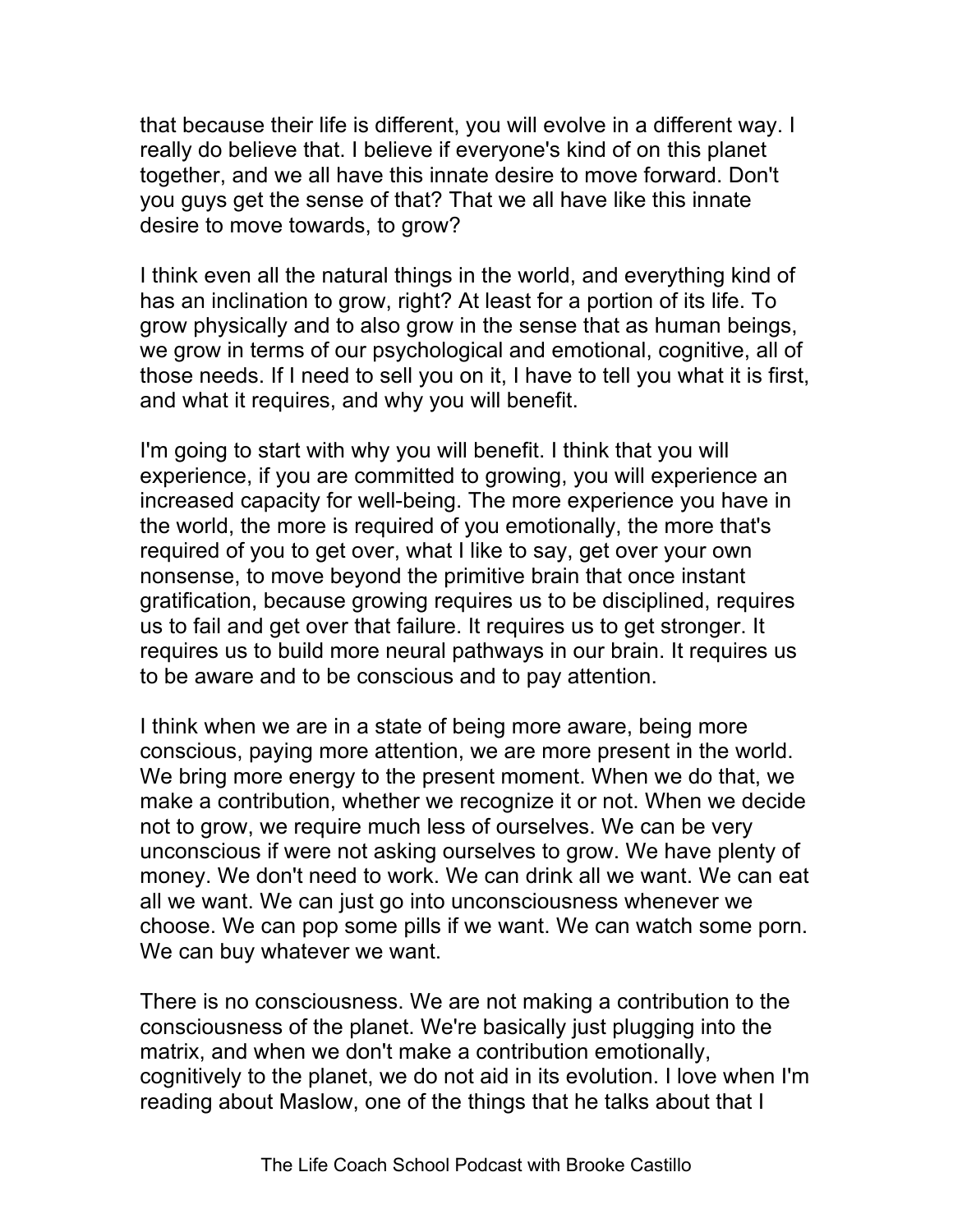that because their life is different, you will evolve in a different way. I really do believe that. I believe if everyone's kind of on this planet together, and we all have this innate desire to move forward. Don't you guys get the sense of that? That we all have like this innate desire to move towards, to grow?

I think even all the natural things in the world, and everything kind of has an inclination to grow, right? At least for a portion of its life. To grow physically and to also grow in the sense that as human beings, we grow in terms of our psychological and emotional, cognitive, all of those needs. If I need to sell you on it, I have to tell you what it is first, and what it requires, and why you will benefit.

I'm going to start with why you will benefit. I think that you will experience, if you are committed to growing, you will experience an increased capacity for well-being. The more experience you have in the world, the more is required of you emotionally, the more that's required of you to get over, what I like to say, get over your own nonsense, to move beyond the primitive brain that once instant gratification, because growing requires us to be disciplined, requires us to fail and get over that failure. It requires us to get stronger. It requires us to build more neural pathways in our brain. It requires us to be aware and to be conscious and to pay attention.

I think when we are in a state of being more aware, being more conscious, paying more attention, we are more present in the world. We bring more energy to the present moment. When we do that, we make a contribution, whether we recognize it or not. When we decide not to grow, we require much less of ourselves. We can be very unconscious if were not asking ourselves to grow. We have plenty of money. We don't need to work. We can drink all we want. We can eat all we want. We can just go into unconsciousness whenever we choose. We can pop some pills if we want. We can watch some porn. We can buy whatever we want.

There is no consciousness. We are not making a contribution to the consciousness of the planet. We're basically just plugging into the matrix, and when we don't make a contribution emotionally, cognitively to the planet, we do not aid in its evolution. I love when I'm reading about Maslow, one of the things that he talks about that I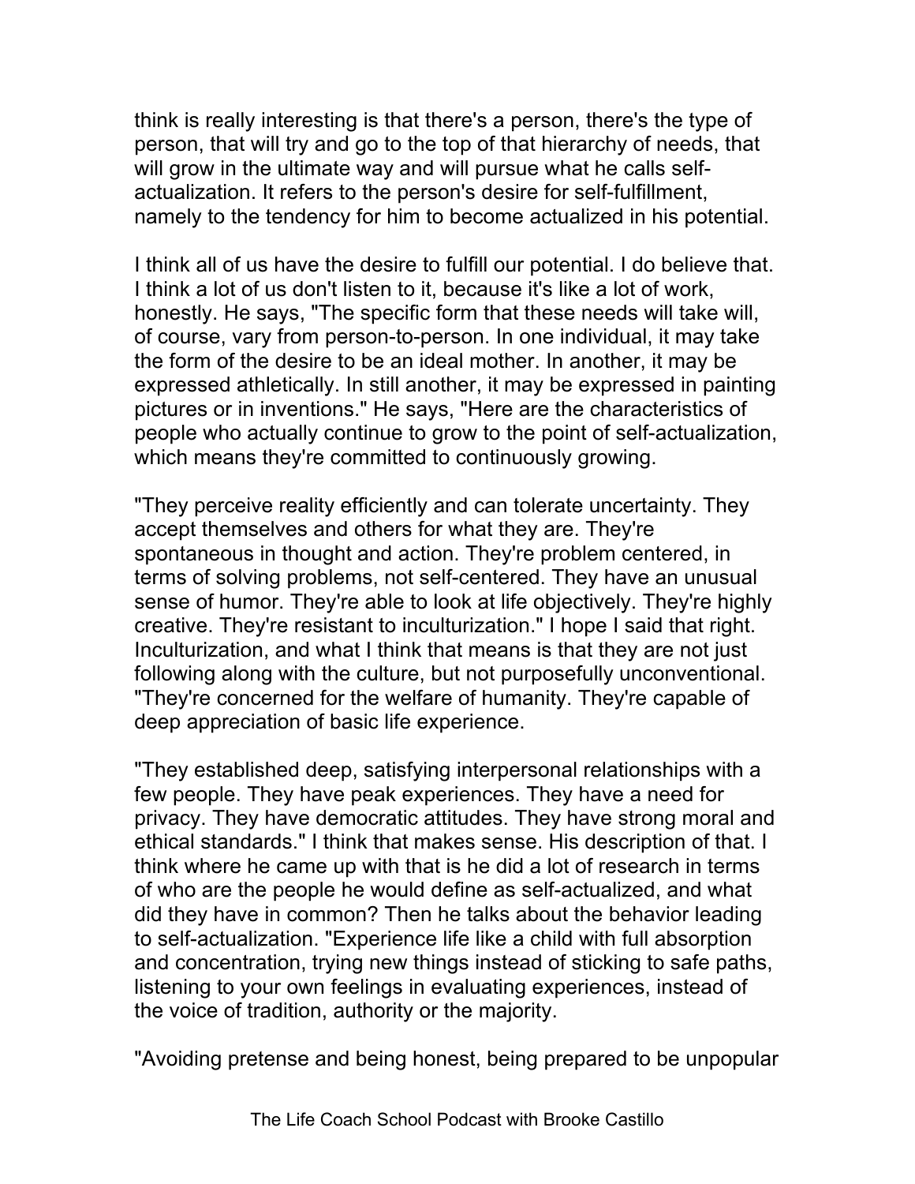think is really interesting is that there's a person, there's the type of person, that will try and go to the top of that hierarchy of needs, that will grow in the ultimate way and will pursue what he calls self-actualization. It refers to the person's desire for self-fulfillment, namely to the tendency for him to become actualized in his potential.

I think all of us have the desire to fulfill our potential. I do believe that. I think a lot of us don't listen to it, because it's like a lot of work, honestly. He says, "The specific form that these needs will take will, of course, vary from person-to-person. In one individual, it may take the form of the desire to be an ideal mother. In another, it may be expressed athletically. In still another, it may be expressed in painting pictures or in inventions." He says, "Here are the characteristics of people who actually continue to grow to the point of self-actualization, which means they're committed to continuously growing.

"They perceive reality efficiently and can tolerate uncertainty. They accept themselves and others for what they are. They're spontaneous in thought and action. They're problem centered, in terms of solving problems, not self-centered. They have an unusual sense of humor. They're able to look at life objectively. They're highly creative. They're resistant to inculturization." I hope I said that right. Inculturization, and what I think that means is that they are not just following along with the culture, but not purposefully unconventional. "They're concerned for the welfare of humanity. They're capable of deep appreciation of basic life experience.

"They established deep, satisfying interpersonal relationships with a few people. They have peak experiences. They have a need for privacy. They have democratic attitudes. They have strong moral and ethical standards." I think that makes sense. His description of that. I think where he came up with that is he did a lot of research in terms of who are the people he would define as self-actualized, and what did they have in common? Then he talks about the behavior leading to self-actualization. "Experience life like a child with full absorption and concentration, trying new things instead of sticking to safe paths, listening to your own feelings in evaluating experiences, instead of the voice of tradition, authority or the majority.

"Avoiding pretense and being honest, being prepared to be unpopular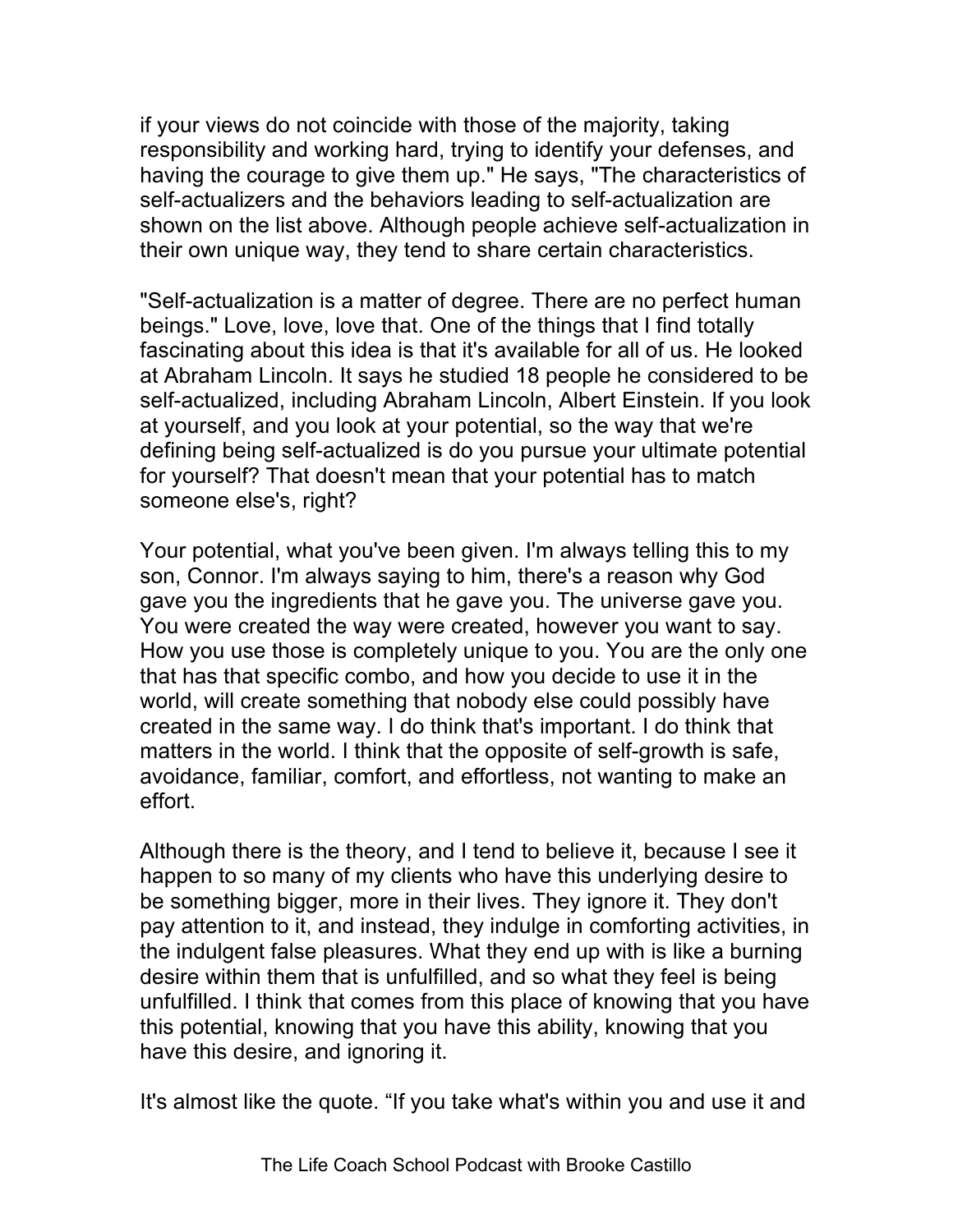if your views do not coincide with those of the majority, taking responsibility and working hard, trying to identify your defenses, and having the courage to give them up." He says, "The characteristics of self-actualizers and the behaviors leading to self-actualization are shown on the list above. Although people achieve self-actualization in their own unique way, they tend to share certain characteristics.

"Self-actualization is a matter of degree. There are no perfect human beings." Love, love, love that. One of the things that I find totally fascinating about this idea is that it's available for all of us. He looked at Abraham Lincoln. It says he studied 18 people he considered to be self-actualized, including Abraham Lincoln, Albert Einstein. If you look at yourself, and you look at your potential, so the way that we're defining being self-actualized is do you pursue your ultimate potential for yourself? That doesn't mean that your potential has to match someone else's, right?

Your potential, what you've been given. I'm always telling this to my son, Connor. I'm always saying to him, there's a reason why God gave you the ingredients that he gave you. The universe gave you. You were created the way were created, however you want to say. How you use those is completely unique to you. You are the only one that has that specific combo, and how you decide to use it in the world, will create something that nobody else could possibly have created in the same way. I do think that's important. I do think that matters in the world. I think that the opposite of self-growth is safe, avoidance, familiar, comfort, and effortless, not wanting to make an effort.

Although there is the theory, and I tend to believe it, because I see it happen to so many of my clients who have this underlying desire to be something bigger, more in their lives. They ignore it. They don't pay attention to it, and instead, they indulge in comforting activities, in the indulgent false pleasures. What they end up with is like a burning desire within them that is unfulfilled, and so what they feel is being unfulfilled. I think that comes from this place of knowing that you have this potential, knowing that you have this ability, knowing that you have this desire, and ignoring it.

It's almost like the quote. "If you take what's within you and use it and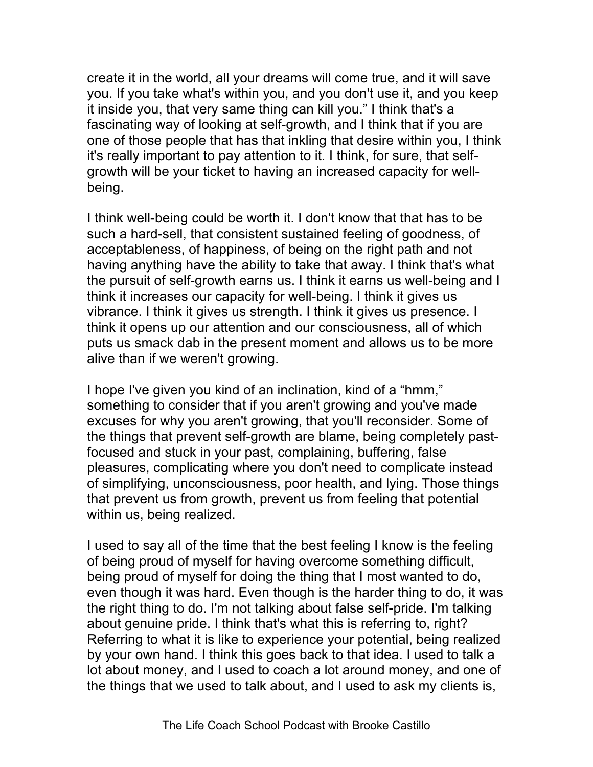create it in the world, all your dreams will come true, and it will save you. If you take what's within you, and you don't use it, and you keep it inside you, that very same thing can kill you." I think that's a fascinating way of looking at self-growth, and I think that if you are one of those people that has that inkling that desire within you, I think it's really important to pay attention to it. I think, for sure, that self-growth will be your ticket to having an increased capacity for well-being.

I think well-being could be worth it. I don't know that that has to be such a hard-sell, that consistent sustained feeling of goodness, of acceptableness, of happiness, of being on the right path and not having anything have the ability to take that away. I think that's what the pursuit of self-growth earns us. I think it earns us well-being and I think it increases our capacity for well-being. I think it gives us vibrance. I think it gives us strength. I think it gives us presence. I think it opens up our attention and our consciousness, all of which puts us smack dab in the present moment and allows us to be more alive than if we weren't growing.

I hope I've given you kind of an inclination, kind of a "hmm," something to consider that if you aren't growing and you've made excuses for why you aren't growing, that you'll reconsider. Some of the things that prevent self-growth are blame, being completely past-focused and stuck in your past, complaining, buffering, false pleasures, complicating where you don't need to complicate instead of simplifying, unconsciousness, poor health, and lying. Those things that prevent us from growth, prevent us from feeling that potential within us, being realized.

I used to say all of the time that the best feeling I know is the feeling of being proud of myself for having overcome something difficult, being proud of myself for doing the thing that I most wanted to do, even though it was hard. Even though is the harder thing to do, it was the right thing to do. I'm not talking about false self-pride. I'm talking about genuine pride. I think that's what this is referring to, right? Referring to what it is like to experience your potential, being realized by your own hand. I think this goes back to that idea. I used to talk a lot about money, and I used to coach a lot around money, and one of the things that we used to talk about, and I used to ask my clients is,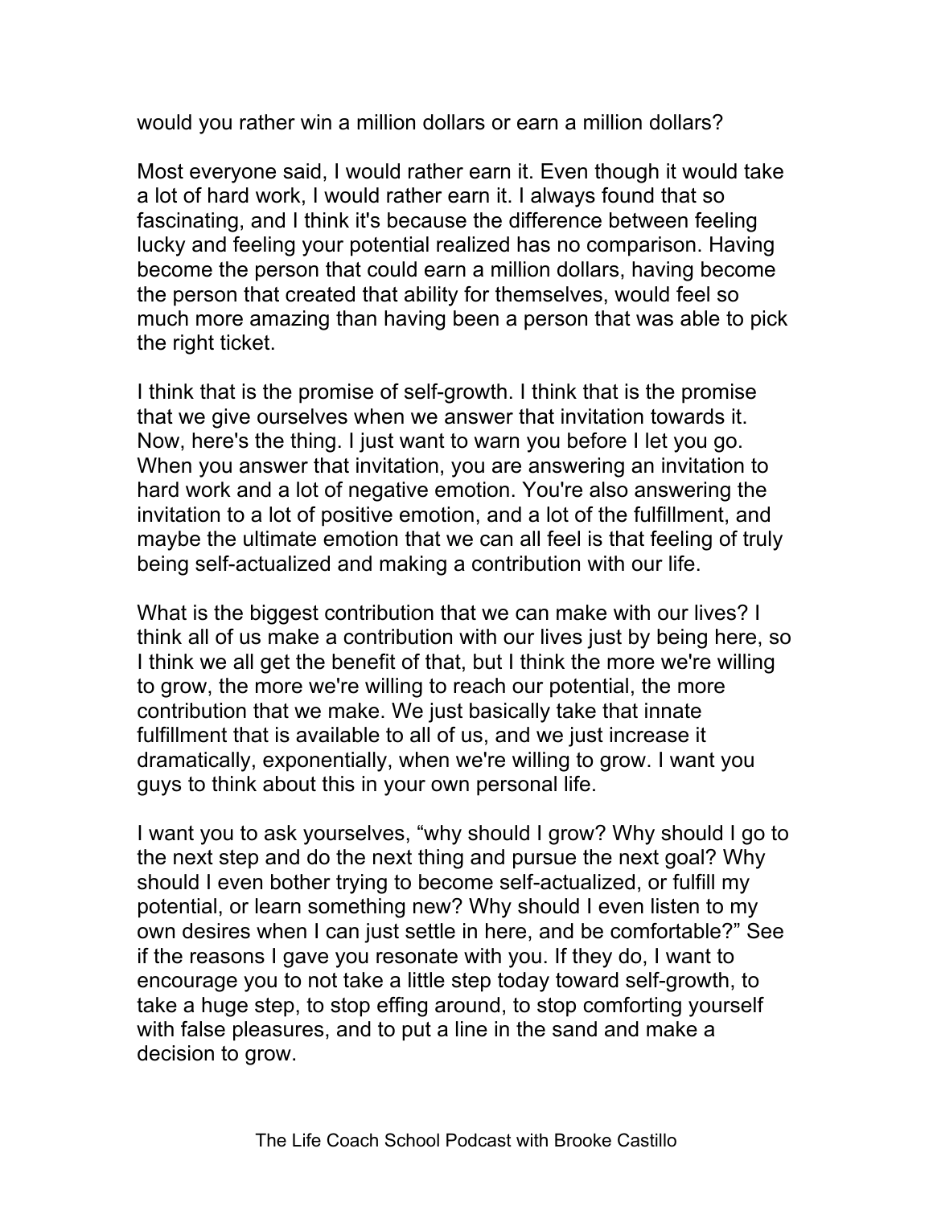would you rather win a million dollars or earn a million dollars?

Most everyone said, I would rather earn it. Even though it would take a lot of hard work, I would rather earn it. I always found that so fascinating, and I think it's because the difference between feeling lucky and feeling your potential realized has no comparison. Having become the person that could earn a million dollars, having become the person that created that ability for themselves, would feel so much more amazing than having been a person that was able to pick the right ticket.

I think that is the promise of self-growth. I think that is the promise that we give ourselves when we answer that invitation towards it. Now, here's the thing. I just want to warn you before I let you go. When you answer that invitation, you are answering an invitation to hard work and a lot of negative emotion. You're also answering the invitation to a lot of positive emotion, and a lot of the fulfillment, and maybe the ultimate emotion that we can all feel is that feeling of truly being self-actualized and making a contribution with our life.

What is the biggest contribution that we can make with our lives? I think all of us make a contribution with our lives just by being here, so I think we all get the benefit of that, but I think the more we're willing to grow, the more we're willing to reach our potential, the more contribution that we make. We just basically take that innate fulfillment that is available to all of us, and we just increase it dramatically, exponentially, when we're willing to grow. I want you guys to think about this in your own personal life.

I want you to ask yourselves, "why should I grow? Why should I go to the next step and do the next thing and pursue the next goal? Why should I even bother trying to become self-actualized, or fulfill my potential, or learn something new? Why should I even listen to my own desires when I can just settle in here, and be comfortable?" See if the reasons I gave you resonate with you. If they do, I want to encourage you to not take a little step today toward self-growth, to take a huge step, to stop effing around, to stop comforting yourself with false pleasures, and to put a line in the sand and make a decision to grow.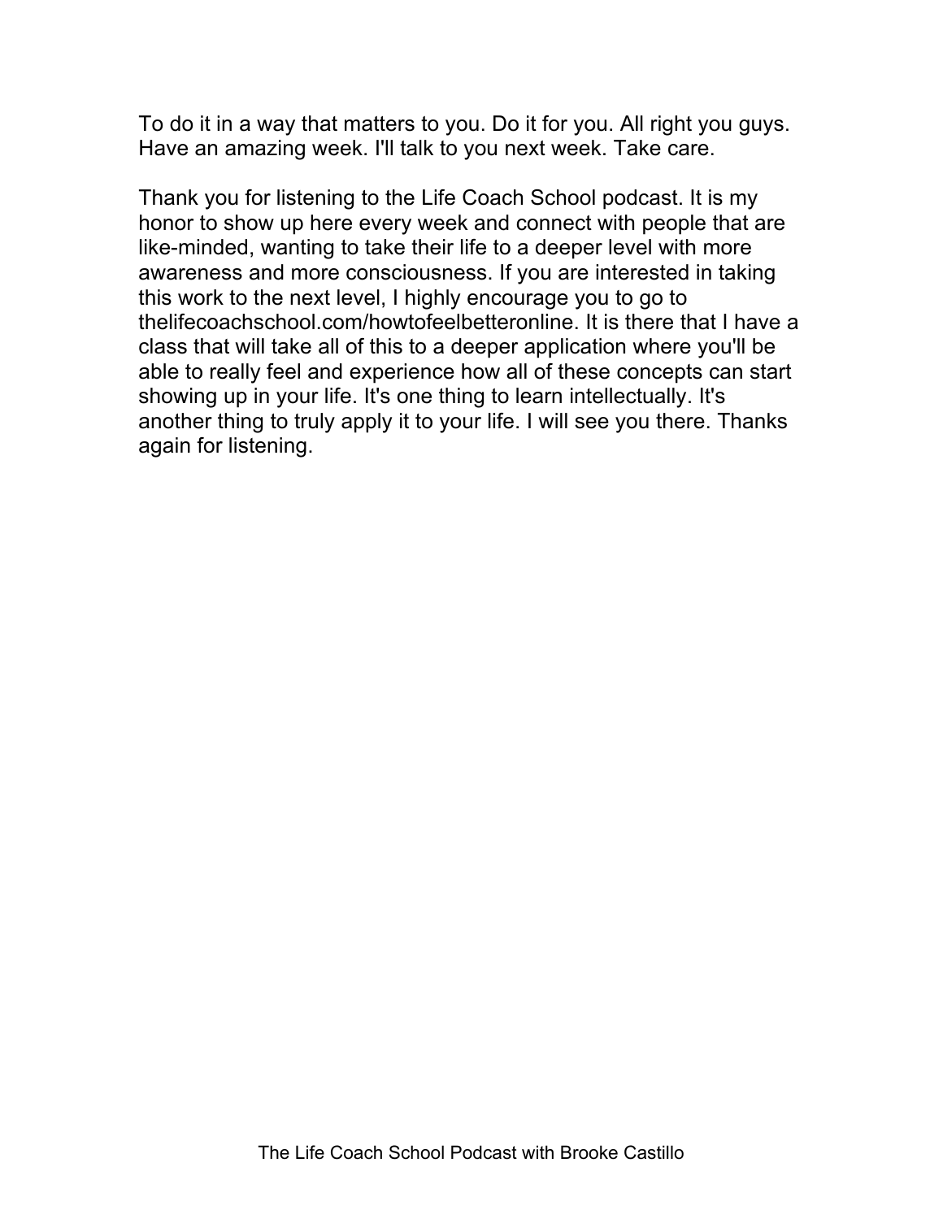To do it in a way that matters to you. Do it for you. All right you guys. Have an amazing week. I'll talk to you next week. Take care.

Thank you for listening to the Life Coach School podcast. It is my honor to show up here every week and connect with people that are like-minded, wanting to take their life to a deeper level with more awareness and more consciousness. If you are interested in taking this work to the next level, I highly encourage you to go to thelifecoachschool.com/howtofeelbetteronline. It is there that I have a class that will take all of this to a deeper application where you'll be able to really feel and experience how all of these concepts can start showing up in your life. It's one thing to learn intellectually. It's another thing to truly apply it to your life. I will see you there. Thanks again for listening.